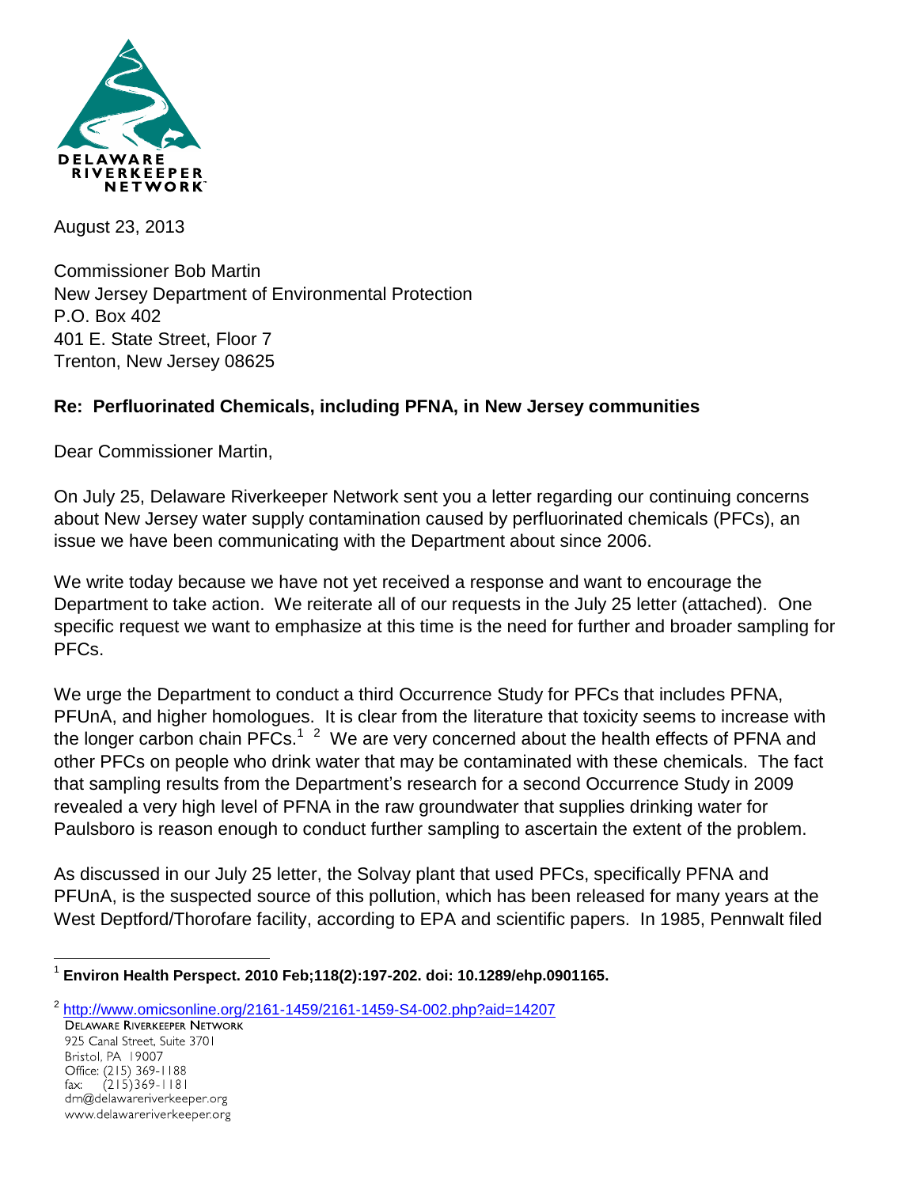DELAWARE RIVERKEEPER NETWORK

August 23, 2013

Commissioner Bob Martin
New Jersey Department of Environmental Protection
P.O. Box 402
401 E. State Street, Floor 7
Trenton, New Jersey 08625

**Re: Perfluorinated Chemicals, including PFNA, in New Jersey communities**

Dear Commissioner Martin,

On July 25, Delaware Riverkeeper Network sent you a letter regarding our continuing concerns about New Jersey water supply contamination caused by perfluorinated chemicals (PFCs), an issue we have been communicating with the Department about since 2006.

We write today because we have not yet received a response and want to encourage the Department to take action. We reiterate all of our requests in the July 25 letter (attached). One specific request we want to emphasize at this time is the need for further and broader sampling for PFCs.

We urge the Department to conduct a third Occurrence Study for PFCs that includes PFNA, PFUnA, and higher homologues. It is clear from the literature that toxicity seems to increase with the longer carbon chain PFCs.[1] [2] We are very concerned about the health effects of PFNA and other PFCs on people who drink water that may be contaminated with these chemicals. The fact that sampling results from the Department's research for a second Occurrence Study in 2009 revealed a very high level of PFNA in the raw groundwater that supplies drinking water for Paulsboro is reason enough to conduct further sampling to ascertain the extent of the problem.

As discussed in our July 25 letter, the Solvay plant that used PFCs, specifically PFNA and PFUnA, is the suspected source of this pollution, which has been released for many years at the West Deptford/Thorofare facility, according to EPA and scientific papers. In 1985, Pennwalt filed

---

[1] **Environ Health Perspect. 2010 Feb;118(2):197-202. doi: 10.1289/ehp.0901165.**

[2] http://www.omicsonline.org/2161-1459/2161-1459-S4-002.php?aid=14207

DELAWARE RIVERKEEPER NETWORK
925 Canal Street, Suite 3701
Bristol, PA 19007
Office: (215) 369-1188
fax: (215)369-1181
drn@delawareriverkeeper.org
www.delawareriverkeeper.org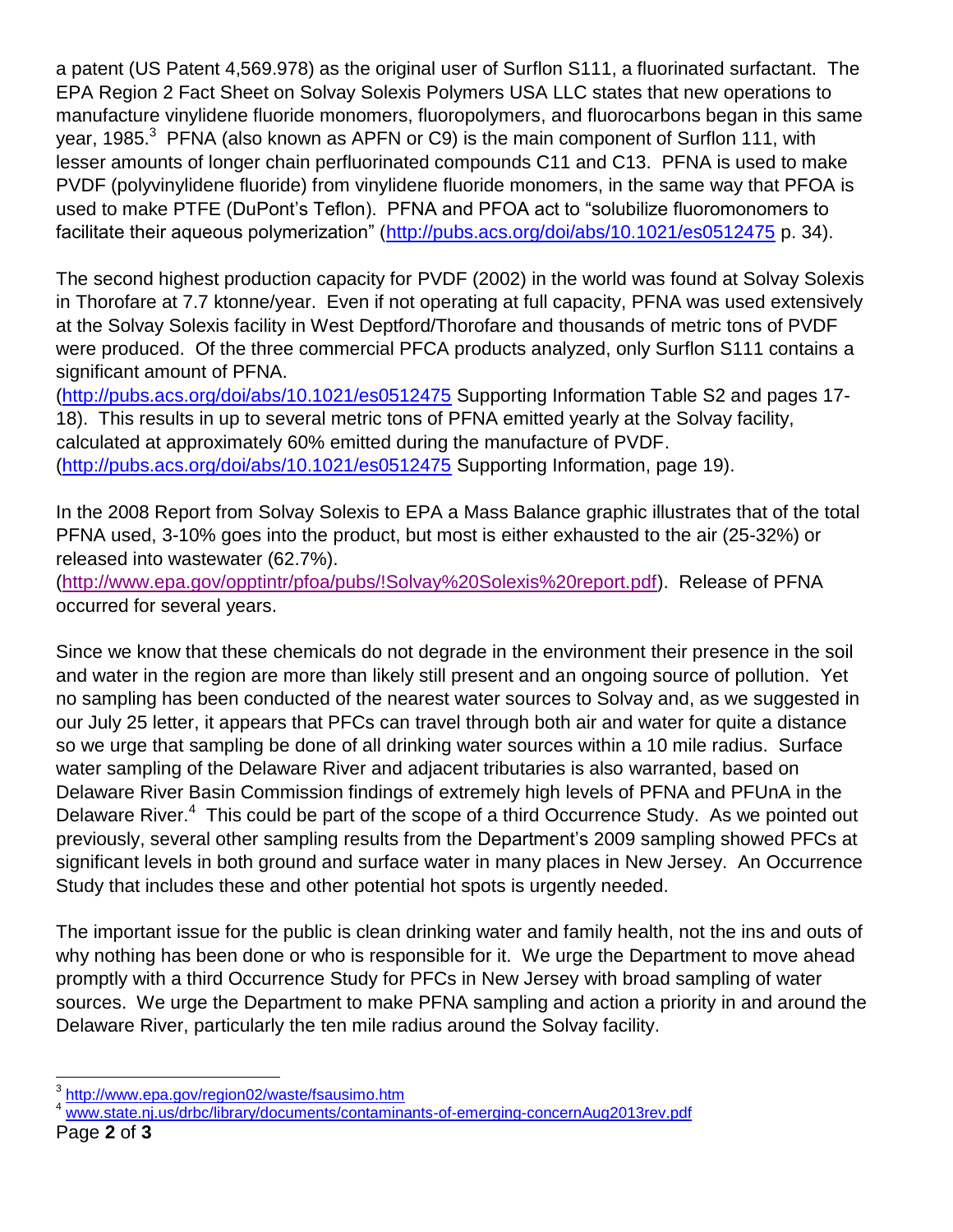a patent (US Patent 4,569.978) as the original user of Surflon S111, a fluorinated surfactant. The EPA Region 2 Fact Sheet on Solvay Solexis Polymers USA LLC states that new operations to manufacture vinylidene fluoride monomers, fluoropolymers, and fluorocarbons began in this same year, 1985.[3] PFNA (also known as APFN or C9) is the main component of Surflon 111, with lesser amounts of longer chain perfluorinated compounds C11 and C13. PFNA is used to make PVDF (polyvinylidene fluoride) from vinylidene fluoride monomers, in the same way that PFOA is used to make PTFE (DuPont's Teflon). PFNA and PFOA act to "solubilize fluoromonomers to facilitate their aqueous polymerization" (http://pubs.acs.org/doi/abs/10.1021/es0512475 p. 34).

The second highest production capacity for PVDF (2002) in the world was found at Solvay Solexis in Thorofare at 7.7 ktonne/year. Even if not operating at full capacity, PFNA was used extensively at the Solvay Solexis facility in West Deptford/Thorofare and thousands of metric tons of PVDF were produced. Of the three commercial PFCA products analyzed, only Surflon S111 contains a significant amount of PFNA.
(http://pubs.acs.org/doi/abs/10.1021/es0512475 Supporting Information Table S2 and pages 17-18). This results in up to several metric tons of PFNA emitted yearly at the Solvay facility, calculated at approximately 60% emitted during the manufacture of PVDF.
(http://pubs.acs.org/doi/abs/10.1021/es0512475 Supporting Information, page 19).

In the 2008 Report from Solvay Solexis to EPA a Mass Balance graphic illustrates that of the total PFNA used, 3-10% goes into the product, but most is either exhausted to the air (25-32%) or released into wastewater (62.7%).
(http://www.epa.gov/opptintr/pfoa/pubs/!Solvay%20Solexis%20report.pdf). Release of PFNA occurred for several years.

Since we know that these chemicals do not degrade in the environment their presence in the soil and water in the region are more than likely still present and an ongoing source of pollution. Yet no sampling has been conducted of the nearest water sources to Solvay and, as we suggested in our July 25 letter, it appears that PFCs can travel through both air and water for quite a distance so we urge that sampling be done of all drinking water sources within a 10 mile radius. Surface water sampling of the Delaware River and adjacent tributaries is also warranted, based on Delaware River Basin Commission findings of extremely high levels of PFNA and PFUnA in the Delaware River.[4] This could be part of the scope of a third Occurrence Study. As we pointed out previously, several other sampling results from the Department's 2009 sampling showed PFCs at significant levels in both ground and surface water in many places in New Jersey. An Occurrence Study that includes these and other potential hot spots is urgently needed.

The important issue for the public is clean drinking water and family health, not the ins and outs of why nothing has been done or who is responsible for it. We urge the Department to move ahead promptly with a third Occurrence Study for PFCs in New Jersey with broad sampling of water sources. We urge the Department to make PFNA sampling and action a priority in and around the Delaware River, particularly the ten mile radius around the Solvay facility.

---

[3] http://www.epa.gov/region02/waste/fsausimo.htm

[4] www.state.nj.us/drbc/library/documents/contaminants-of-emerging-concernAug2013rev.pdf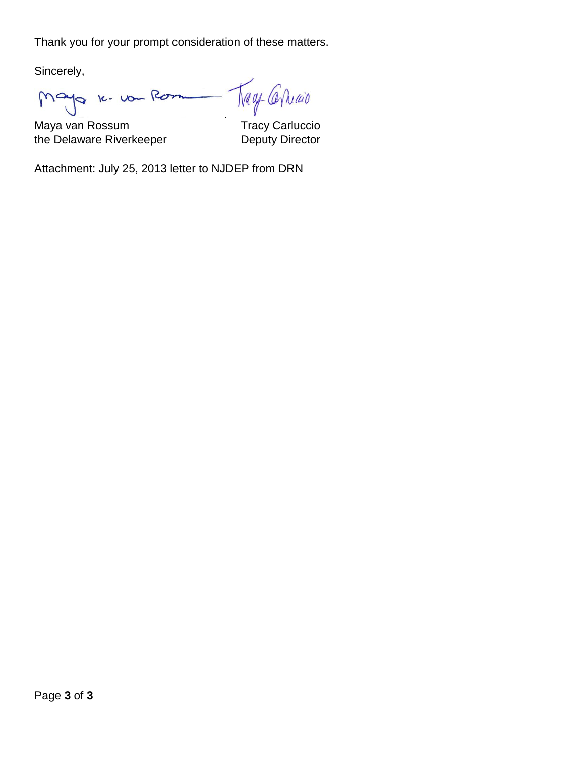Thank you for your prompt consideration of these matters.

Sincerely,

Maya van Rossum
the Delaware Riverkeeper

Tracy Carluccio
Deputy Director

Attachment: July 25, 2013 letter to NJDEP from DRN